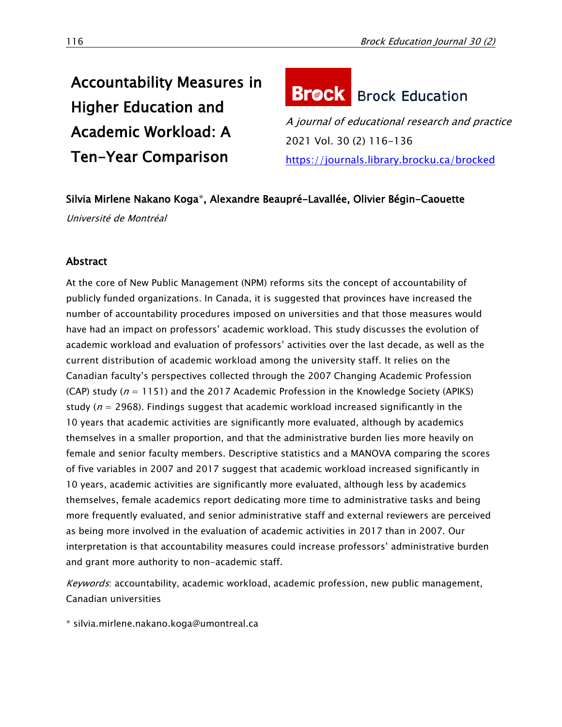# Accountability Measures in Higher Education and Academic Workload: A Ten-Year Comparison

Brock Education

*A journal of educational research and practice*

2021 Vol. 30 (2) 116-136

https://journals.library.brocku.ca/brocked

**Silvia Mirlene Nakano Koga*, Alexandre Beaupré-Lavallée, Olivier Bégin-Caouette**

*Université de Montréal*

## Abstract

At the core of New Public Management (NPM) reforms sits the concept of accountability of publicly funded organizations. In Canada, it is suggested that provinces have increased the number of accountability procedures imposed on universities and that those measures would have had an impact on professors' academic workload. This study discusses the evolution of academic workload and evaluation of professors' activities over the last decade, as well as the current distribution of academic workload among the university staff. It relies on the Canadian faculty's perspectives collected through the 2007 Changing Academic Profession (CAP) study ($n$ = 1151) and the 2017 Academic Profession in the Knowledge Society (APIKS) study ($n$ = 2968). Findings suggest that academic workload increased significantly in the 10 years that academic activities are significantly more evaluated, although by academics themselves in a smaller proportion, and that the administrative burden lies more heavily on female and senior faculty members. Descriptive statistics and a MANOVA comparing the scores of five variables in 2007 and 2017 suggest that academic workload increased significantly in 10 years, academic activities are significantly more evaluated, although less by academics themselves, female academics report dedicating more time to administrative tasks and being more frequently evaluated, and senior administrative staff and external reviewers are perceived as being more involved in the evaluation of academic activities in 2017 than in 2007. Our interpretation is that accountability measures could increase professors' administrative burden and grant more authority to non-academic staff.

*Keywords*: accountability, academic workload, academic profession, new public management, Canadian universities

* silvia.mirlene.nakano.koga@umontreal.ca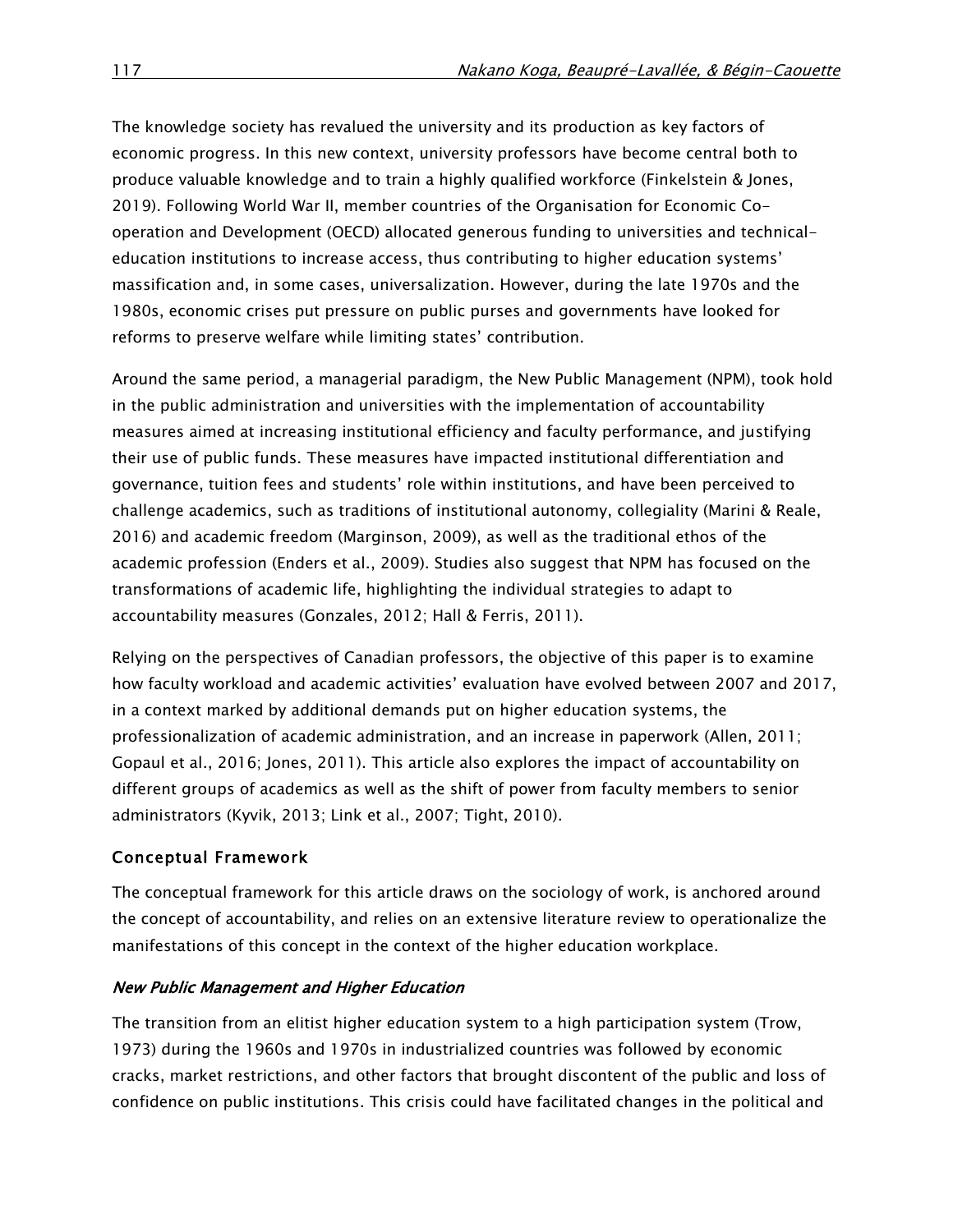The knowledge society has revalued the university and its production as key factors of economic progress. In this new context, university professors have become central both to produce valuable knowledge and to train a highly qualified workforce (Finkelstein & Jones, 2019). Following World War II, member countries of the Organisation for Economic Co-operation and Development (OECD) allocated generous funding to universities and technical-education institutions to increase access, thus contributing to higher education systems' massification and, in some cases, universalization. However, during the late 1970s and the 1980s, economic crises put pressure on public purses and governments have looked for reforms to preserve welfare while limiting states' contribution.

Around the same period, a managerial paradigm, the New Public Management (NPM), took hold in the public administration and universities with the implementation of accountability measures aimed at increasing institutional efficiency and faculty performance, and justifying their use of public funds. These measures have impacted institutional differentiation and governance, tuition fees and students' role within institutions, and have been perceived to challenge academics, such as traditions of institutional autonomy, collegiality (Marini & Reale, 2016) and academic freedom (Marginson, 2009), as well as the traditional ethos of the academic profession (Enders et al., 2009). Studies also suggest that NPM has focused on the transformations of academic life, highlighting the individual strategies to adapt to accountability measures (Gonzales, 2012; Hall & Ferris, 2011).

Relying on the perspectives of Canadian professors, the objective of this paper is to examine how faculty workload and academic activities' evaluation have evolved between 2007 and 2017, in a context marked by additional demands put on higher education systems, the professionalization of academic administration, and an increase in paperwork (Allen, 2011; Gopaul et al., 2016; Jones, 2011). This article also explores the impact of accountability on different groups of academics as well as the shift of power from faculty members to senior administrators (Kyvik, 2013; Link et al., 2007; Tight, 2010).

## Conceptual Framework

The conceptual framework for this article draws on the sociology of work, is anchored around the concept of accountability, and relies on an extensive literature review to operationalize the manifestations of this concept in the context of the higher education workplace.

### *New Public Management and Higher Education*

The transition from an elitist higher education system to a high participation system (Trow, 1973) during the 1960s and 1970s in industrialized countries was followed by economic cracks, market restrictions, and other factors that brought discontent of the public and loss of confidence on public institutions. This crisis could have facilitated changes in the political and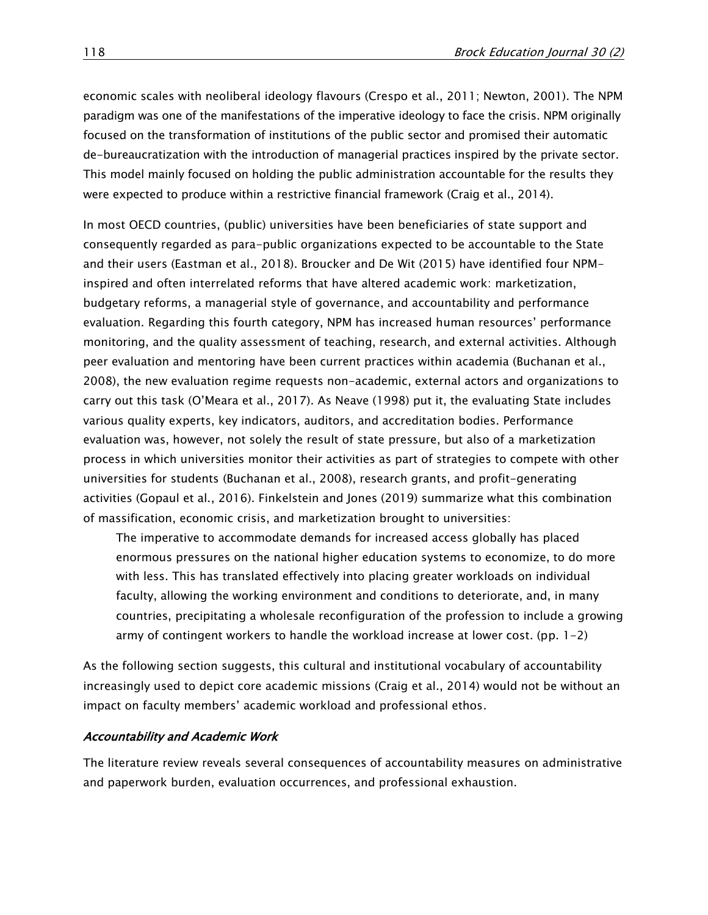economic scales with neoliberal ideology flavours (Crespo et al., 2011; Newton, 2001). The NPM paradigm was one of the manifestations of the imperative ideology to face the crisis. NPM originally focused on the transformation of institutions of the public sector and promised their automatic de-bureaucratization with the introduction of managerial practices inspired by the private sector. This model mainly focused on holding the public administration accountable for the results they were expected to produce within a restrictive financial framework (Craig et al., 2014).

In most OECD countries, (public) universities have been beneficiaries of state support and consequently regarded as para-public organizations expected to be accountable to the State and their users (Eastman et al., 2018). Broucker and De Wit (2015) have identified four NPM-inspired and often interrelated reforms that have altered academic work: marketization, budgetary reforms, a managerial style of governance, and accountability and performance evaluation. Regarding this fourth category, NPM has increased human resources' performance monitoring, and the quality assessment of teaching, research, and external activities. Although peer evaluation and mentoring have been current practices within academia (Buchanan et al., 2008), the new evaluation regime requests non-academic, external actors and organizations to carry out this task (O'Meara et al., 2017). As Neave (1998) put it, the evaluating State includes various quality experts, key indicators, auditors, and accreditation bodies. Performance evaluation was, however, not solely the result of state pressure, but also of a marketization process in which universities monitor their activities as part of strategies to compete with other universities for students (Buchanan et al., 2008), research grants, and profit-generating activities (Gopaul et al., 2016). Finkelstein and Jones (2019) summarize what this combination of massification, economic crisis, and marketization brought to universities:

> The imperative to accommodate demands for increased access globally has placed enormous pressures on the national higher education systems to economize, to do more with less. This has translated effectively into placing greater workloads on individual faculty, allowing the working environment and conditions to deteriorate, and, in many countries, precipitating a wholesale reconfiguration of the profession to include a growing army of contingent workers to handle the workload increase at lower cost. (pp. 1-2)

As the following section suggests, this cultural and institutional vocabulary of accountability increasingly used to depict core academic missions (Craig et al., 2014) would not be without an impact on faculty members' academic workload and professional ethos.

### *Accountability and Academic Work*

The literature review reveals several consequences of accountability measures on administrative and paperwork burden, evaluation occurrences, and professional exhaustion.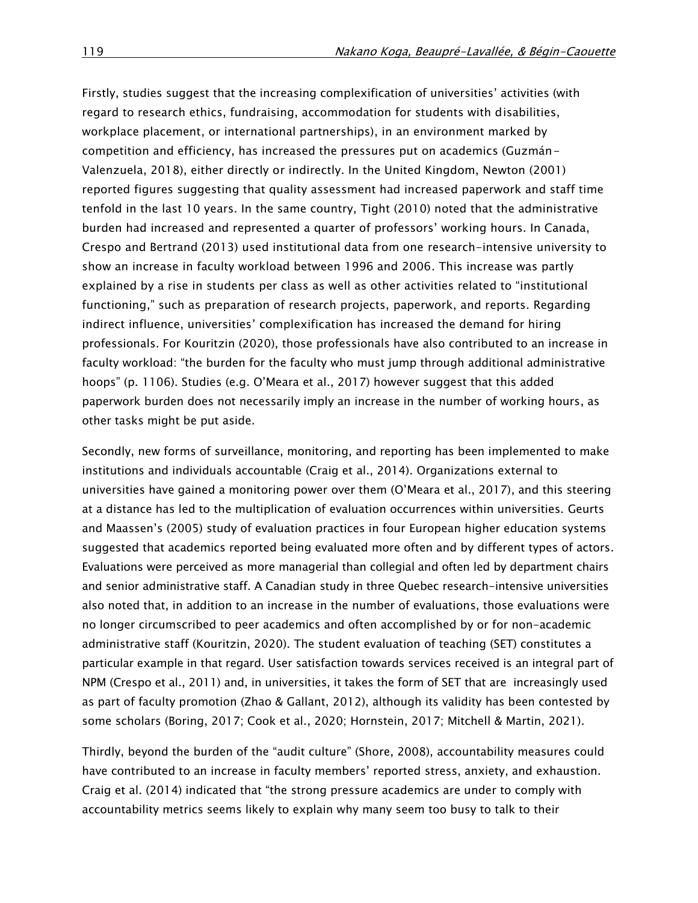Firstly, studies suggest that the increasing complexification of universities' activities (with regard to research ethics, fundraising, accommodation for students with disabilities, workplace placement, or international partnerships), in an environment marked by competition and efficiency, has increased the pressures put on academics (Guzmán-Valenzuela, 2018), either directly or indirectly. In the United Kingdom, Newton (2001) reported figures suggesting that quality assessment had increased paperwork and staff time tenfold in the last 10 years. In the same country, Tight (2010) noted that the administrative burden had increased and represented a quarter of professors' working hours. In Canada, Crespo and Bertrand (2013) used institutional data from one research-intensive university to show an increase in faculty workload between 1996 and 2006. This increase was partly explained by a rise in students per class as well as other activities related to "institutional functioning," such as preparation of research projects, paperwork, and reports. Regarding indirect influence, universities' complexification has increased the demand for hiring professionals. For Kouritzin (2020), those professionals have also contributed to an increase in faculty workload: "the burden for the faculty who must jump through additional administrative hoops" (p. 1106). Studies (e.g. O'Meara et al., 2017) however suggest that this added paperwork burden does not necessarily imply an increase in the number of working hours, as other tasks might be put aside.

Secondly, new forms of surveillance, monitoring, and reporting has been implemented to make institutions and individuals accountable (Craig et al., 2014). Organizations external to universities have gained a monitoring power over them (O'Meara et al., 2017), and this steering at a distance has led to the multiplication of evaluation occurrences within universities. Geurts and Maassen's (2005) study of evaluation practices in four European higher education systems suggested that academics reported being evaluated more often and by different types of actors. Evaluations were perceived as more managerial than collegial and often led by department chairs and senior administrative staff. A Canadian study in three Quebec research-intensive universities also noted that, in addition to an increase in the number of evaluations, those evaluations were no longer circumscribed to peer academics and often accomplished by or for non-academic administrative staff (Kouritzin, 2020). The student evaluation of teaching (SET) constitutes a particular example in that regard. User satisfaction towards services received is an integral part of NPM (Crespo et al., 2011) and, in universities, it takes the form of SET that are increasingly used as part of faculty promotion (Zhao & Gallant, 2012), although its validity has been contested by some scholars (Boring, 2017; Cook et al., 2020; Hornstein, 2017; Mitchell & Martin, 2021).

Thirdly, beyond the burden of the "audit culture" (Shore, 2008), accountability measures could have contributed to an increase in faculty members' reported stress, anxiety, and exhaustion. Craig et al. (2014) indicated that "the strong pressure academics are under to comply with accountability metrics seems likely to explain why many seem too busy to talk to their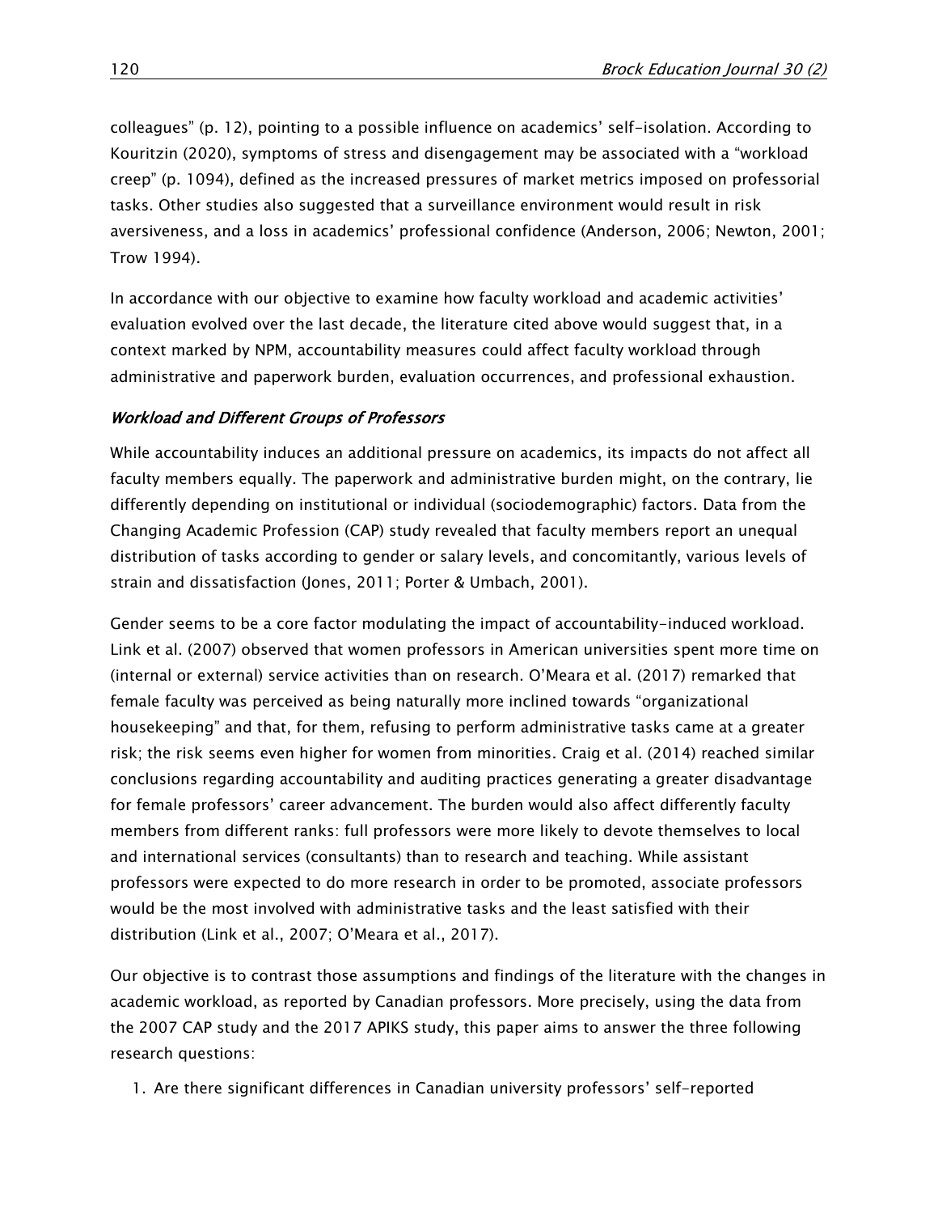colleagues" (p. 12), pointing to a possible influence on academics' self-isolation. According to Kouritzin (2020), symptoms of stress and disengagement may be associated with a "workload creep" (p. 1094), defined as the increased pressures of market metrics imposed on professorial tasks. Other studies also suggested that a surveillance environment would result in risk aversiveness, and a loss in academics' professional confidence (Anderson, 2006; Newton, 2001; Trow 1994).

In accordance with our objective to examine how faculty workload and academic activities' evaluation evolved over the last decade, the literature cited above would suggest that, in a context marked by NPM, accountability measures could affect faculty workload through administrative and paperwork burden, evaluation occurrences, and professional exhaustion.

### *Workload and Different Groups of Professors*

While accountability induces an additional pressure on academics, its impacts do not affect all faculty members equally. The paperwork and administrative burden might, on the contrary, lie differently depending on institutional or individual (sociodemographic) factors. Data from the Changing Academic Profession (CAP) study revealed that faculty members report an unequal distribution of tasks according to gender or salary levels, and concomitantly, various levels of strain and dissatisfaction (Jones, 2011; Porter & Umbach, 2001).

Gender seems to be a core factor modulating the impact of accountability-induced workload. Link et al. (2007) observed that women professors in American universities spent more time on (internal or external) service activities than on research. O'Meara et al. (2017) remarked that female faculty was perceived as being naturally more inclined towards "organizational housekeeping" and that, for them, refusing to perform administrative tasks came at a greater risk; the risk seems even higher for women from minorities. Craig et al. (2014) reached similar conclusions regarding accountability and auditing practices generating a greater disadvantage for female professors' career advancement. The burden would also affect differently faculty members from different ranks: full professors were more likely to devote themselves to local and international services (consultants) than to research and teaching. While assistant professors were expected to do more research in order to be promoted, associate professors would be the most involved with administrative tasks and the least satisfied with their distribution (Link et al., 2007; O'Meara et al., 2017).

Our objective is to contrast those assumptions and findings of the literature with the changes in academic workload, as reported by Canadian professors. More precisely, using the data from the 2007 CAP study and the 2017 APIKS study, this paper aims to answer the three following research questions:

1. Are there significant differences in Canadian university professors' self-reported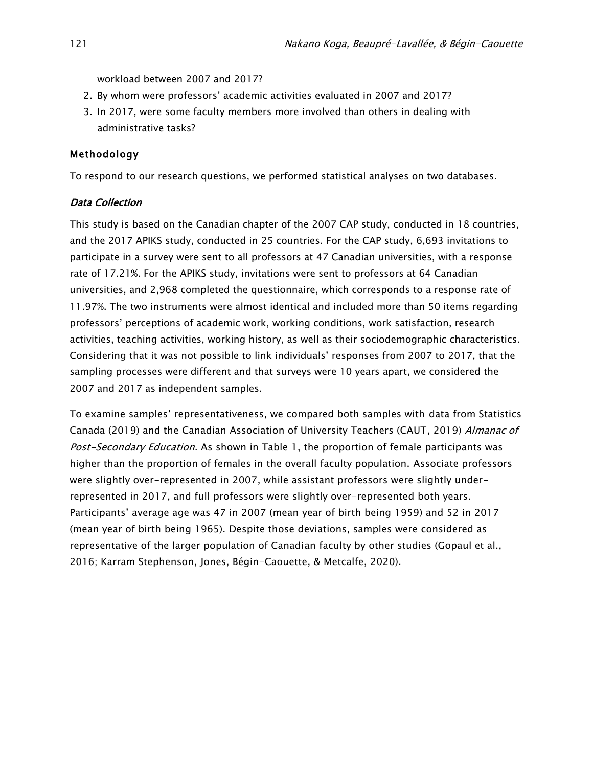workload between 2007 and 2017?

2. By whom were professors' academic activities evaluated in 2007 and 2017?
3. In 2017, were some faculty members more involved than others in dealing with administrative tasks?

## Methodology

To respond to our research questions, we performed statistical analyses on two databases.

### *Data Collection*

This study is based on the Canadian chapter of the 2007 CAP study, conducted in 18 countries, and the 2017 APIKS study, conducted in 25 countries. For the CAP study, 6,693 invitations to participate in a survey were sent to all professors at 47 Canadian universities, with a response rate of 17.21%. For the APIKS study, invitations were sent to professors at 64 Canadian universities, and 2,968 completed the questionnaire, which corresponds to a response rate of 11.97%. The two instruments were almost identical and included more than 50 items regarding professors' perceptions of academic work, working conditions, work satisfaction, research activities, teaching activities, working history, as well as their sociodemographic characteristics. Considering that it was not possible to link individuals' responses from 2007 to 2017, that the sampling processes were different and that surveys were 10 years apart, we considered the 2007 and 2017 as independent samples.

To examine samples' representativeness, we compared both samples with data from Statistics Canada (2019) and the Canadian Association of University Teachers (CAUT, 2019) *Almanac of Post-Secondary Education*. As shown in Table 1, the proportion of female participants was higher than the proportion of females in the overall faculty population. Associate professors were slightly over-represented in 2007, while assistant professors were slightly under-represented in 2017, and full professors were slightly over-represented both years. Participants' average age was 47 in 2007 (mean year of birth being 1959) and 52 in 2017 (mean year of birth being 1965). Despite those deviations, samples were considered as representative of the larger population of Canadian faculty by other studies (Gopaul et al., 2016; Karram Stephenson, Jones, Bégin-Caouette, & Metcalfe, 2020).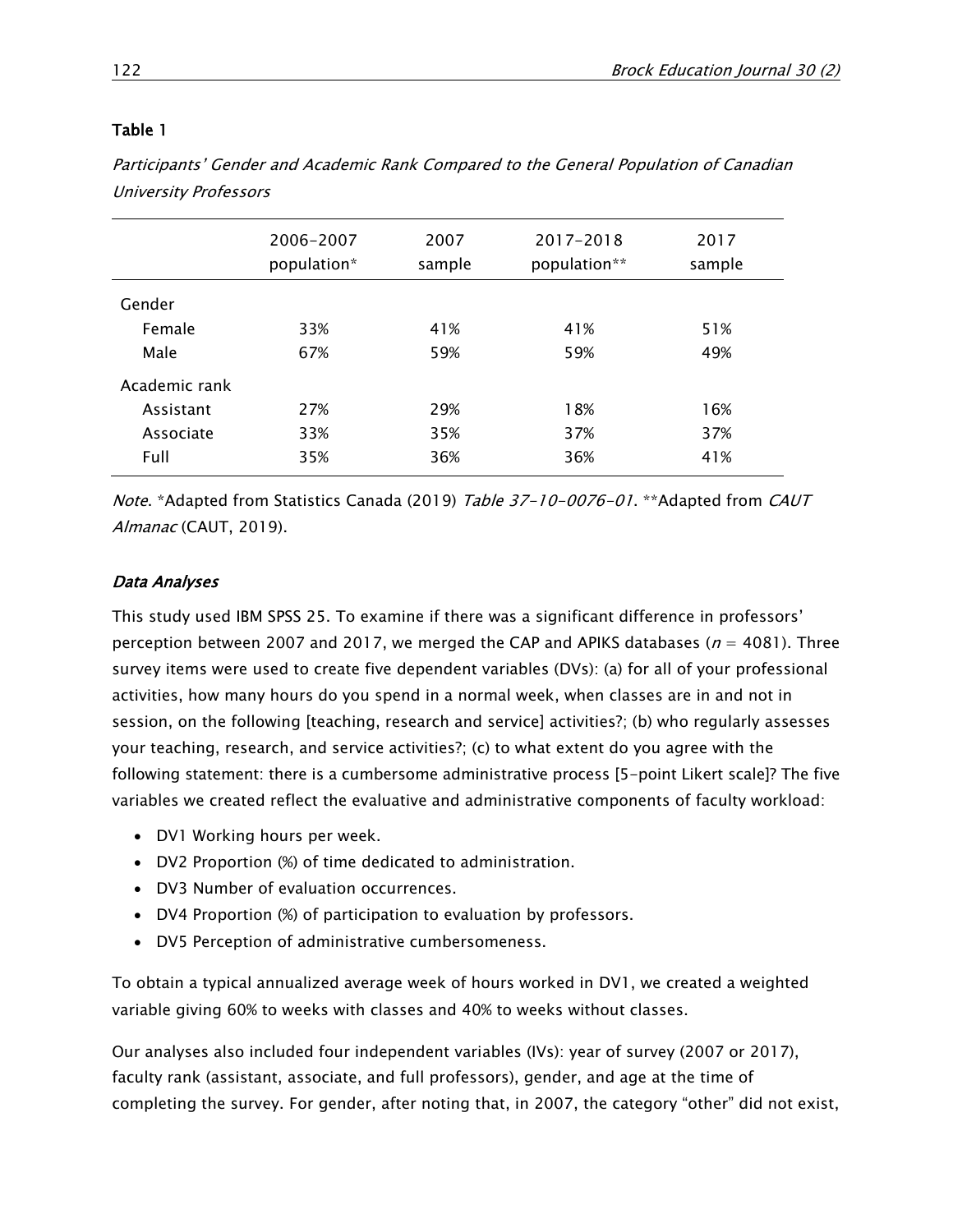**Table 1**

*Participants' Gender and Academic Rank Compared to the General Population of Canadian University Professors*

| | 2006–2007 population* | 2007 sample | 2017–2018 population** | 2017 sample |
|---|---|---|---|---|
| Gender | | | | |
| Female | 33% | 41% | 41% | 51% |
| Male | 67% | 59% | 59% | 49% |
| Academic rank | | | | |
| Assistant | 27% | 29% | 18% | 16% |
| Associate | 33% | 35% | 37% | 37% |
| Full | 35% | 36% | 36% | 41% |

*Note*. *Adapted from Statistics Canada (2019) *Table 37-10-0076-01*. **Adapted from *CAUT Almanac* (CAUT, 2019).

### *Data Analyses*

This study used IBM SPSS 25. To examine if there was a significant difference in professors' perception between 2007 and 2017, we merged the CAP and APIKS databases ($n = 4081$). Three survey items were used to create five dependent variables (DVs): (a) for all of your professional activities, how many hours do you spend in a normal week, when classes are in and not in session, on the following [teaching, research and service] activities?; (b) who regularly assesses your teaching, research, and service activities?; (c) to what extent do you agree with the following statement: there is a cumbersome administrative process [5-point Likert scale]? The five variables we created reflect the evaluative and administrative components of faculty workload:

- DV1 Working hours per week.
- DV2 Proportion (%) of time dedicated to administration.
- DV3 Number of evaluation occurrences.
- DV4 Proportion (%) of participation to evaluation by professors.
- DV5 Perception of administrative cumbersomeness.

To obtain a typical annualized average week of hours worked in DV1, we created a weighted variable giving 60% to weeks with classes and 40% to weeks without classes.

Our analyses also included four independent variables (IVs): year of survey (2007 or 2017), faculty rank (assistant, associate, and full professors), gender, and age at the time of completing the survey. For gender, after noting that, in 2007, the category "other" did not exist,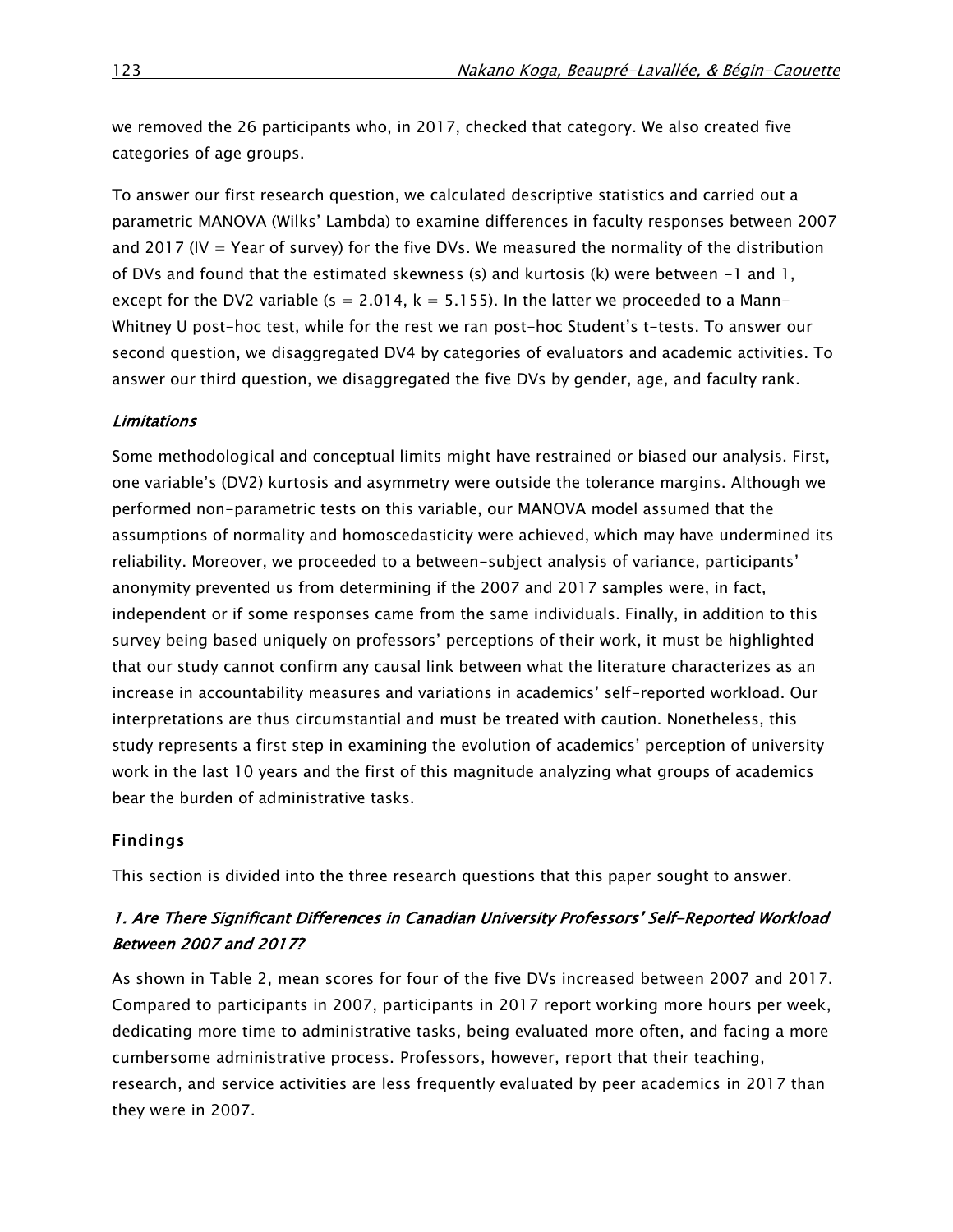we removed the 26 participants who, in 2017, checked that category. We also created five categories of age groups.

To answer our first research question, we calculated descriptive statistics and carried out a parametric MANOVA (Wilks' Lambda) to examine differences in faculty responses between 2007 and 2017 (IV = Year of survey) for the five DVs. We measured the normality of the distribution of DVs and found that the estimated skewness (s) and kurtosis (k) were between -1 and 1, except for the DV2 variable ($s = 2.014$, $k = 5.155$). In the latter we proceeded to a Mann-Whitney U post-hoc test, while for the rest we ran post-hoc Student's t-tests. To answer our second question, we disaggregated DV4 by categories of evaluators and academic activities. To answer our third question, we disaggregated the five DVs by gender, age, and faculty rank.

### *Limitations*

Some methodological and conceptual limits might have restrained or biased our analysis. First, one variable's (DV2) kurtosis and asymmetry were outside the tolerance margins. Although we performed non-parametric tests on this variable, our MANOVA model assumed that the assumptions of normality and homoscedasticity were achieved, which may have undermined its reliability. Moreover, we proceeded to a between-subject analysis of variance, participants' anonymity prevented us from determining if the 2007 and 2017 samples were, in fact, independent or if some responses came from the same individuals. Finally, in addition to this survey being based uniquely on professors' perceptions of their work, it must be highlighted that our study cannot confirm any causal link between what the literature characterizes as an increase in accountability measures and variations in academics' self-reported workload. Our interpretations are thus circumstantial and must be treated with caution. Nonetheless, this study represents a first step in examining the evolution of academics' perception of university work in the last 10 years and the first of this magnitude analyzing what groups of academics bear the burden of administrative tasks.

## Findings

This section is divided into the three research questions that this paper sought to answer.

### *1. Are There Significant Differences in Canadian University Professors' Self-Reported Workload Between 2007 and 2017?*

As shown in Table 2, mean scores for four of the five DVs increased between 2007 and 2017. Compared to participants in 2007, participants in 2017 report working more hours per week, dedicating more time to administrative tasks, being evaluated more often, and facing a more cumbersome administrative process. Professors, however, report that their teaching, research, and service activities are less frequently evaluated by peer academics in 2017 than they were in 2007.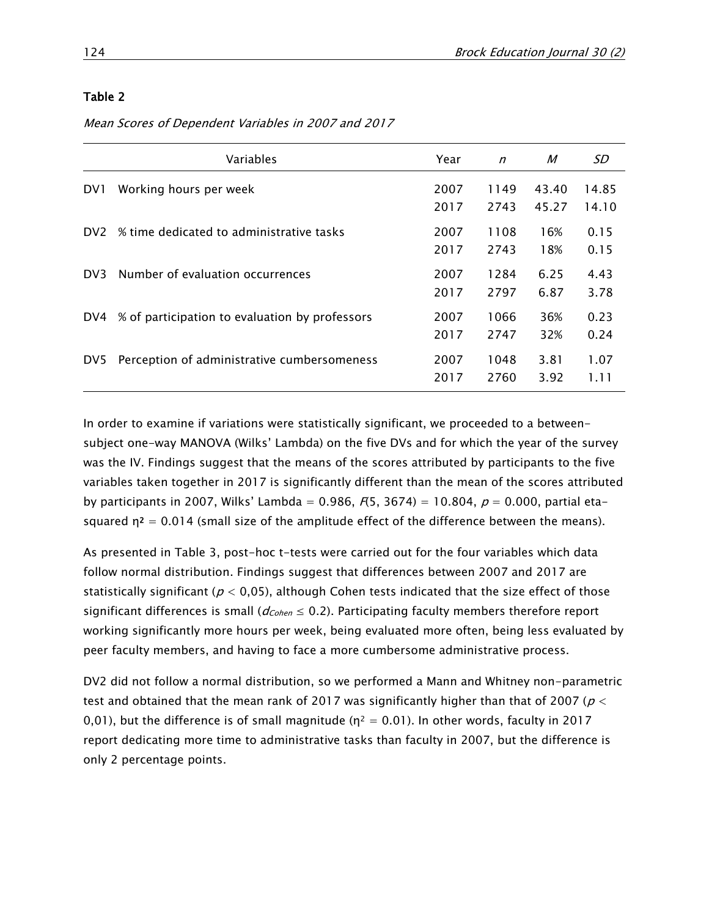**Table 2**

*Mean Scores of Dependent Variables in 2007 and 2017*

| | Variables | Year | *n* | *M* | *SD* |
|---|---|---|---|---|---|
| DV1 | Working hours per week | 2007 | 1149 | 43.40 | 14.85 |
| | | 2017 | 2743 | 45.27 | 14.10 |
| DV2 | % time dedicated to administrative tasks | 2007 | 1108 | 16% | 0.15 |
| | | 2017 | 2743 | 18% | 0.15 |
| DV3 | Number of evaluation occurrences | 2007 | 1284 | 6.25 | 4.43 |
| | | 2017 | 2797 | 6.87 | 3.78 |
| DV4 | % of participation to evaluation by professors | 2007 | 1066 | 36% | 0.23 |
| | | 2017 | 2747 | 32% | 0.24 |
| DV5 | Perception of administrative cumbersomeness | 2007 | 1048 | 3.81 | 1.07 |
| | | 2017 | 2760 | 3.92 | 1.11 |

In order to examine if variations were statistically significant, we proceeded to a between-subject one-way MANOVA (Wilks' Lambda) on the five DVs and for which the year of the survey was the IV. Findings suggest that the means of the scores attributed by participants to the five variables taken together in 2017 is significantly different than the mean of the scores attributed by participants in 2007, Wilks' Lambda = 0.986, $F(5, 3674) = 10.804$, $p = 0.000$, partial eta-squared $\eta^2 = 0.014$ (small size of the amplitude effect of the difference between the means).

As presented in Table 3, post-hoc t-tests were carried out for the four variables which data follow normal distribution. Findings suggest that differences between 2007 and 2017 are statistically significant ($p < 0,05$), although Cohen tests indicated that the size effect of those significant differences is small ($d_{Cohen} \leq 0.2$). Participating faculty members therefore report working significantly more hours per week, being evaluated more often, being less evaluated by peer faculty members, and having to face a more cumbersome administrative process.

DV2 did not follow a normal distribution, so we performed a Mann and Whitney non-parametric test and obtained that the mean rank of 2017 was significantly higher than that of 2007 ($p < 0,01$), but the difference is of small magnitude ($\eta^2 = 0.01$). In other words, faculty in 2017 report dedicating more time to administrative tasks than faculty in 2007, but the difference is only 2 percentage points.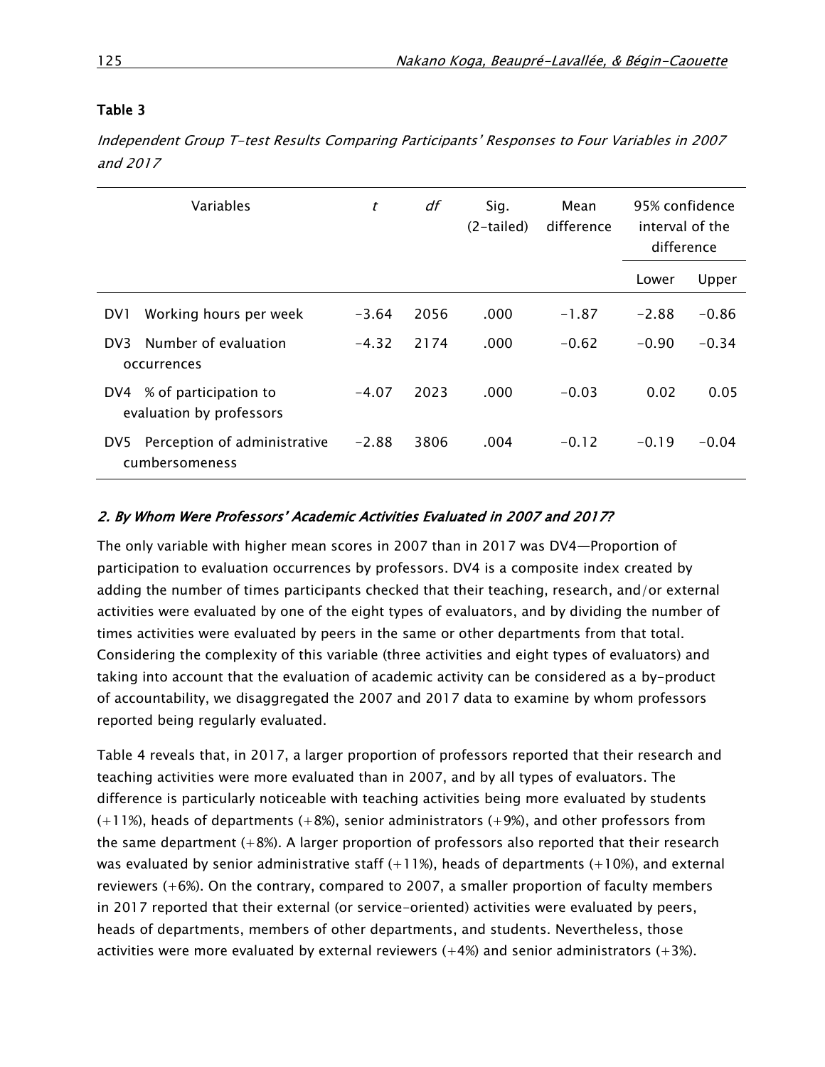**Table 3**

*Independent Group T-test Results Comparing Participants' Responses to Four Variables in 2007 and 2017*

| Variables | *t* | *df* | Sig. (2-tailed) | Mean difference | 95% confidence interval of the difference | |
|---|---|---|---|---|---|---|
| | | | | | Lower | Upper |
| DV1 Working hours per week | −3.64 | 2056 | .000 | −1.87 | −2.88 | −0.86 |
| DV3 Number of evaluation occurrences | −4.32 | 2174 | .000 | −0.62 | −0.90 | −0.34 |
| DV4 % of participation to evaluation by professors | −4.07 | 2023 | .000 | −0.03 | 0.02 | 0.05 |
| DV5 Perception of administrative cumbersomeness | −2.88 | 3806 | .004 | −0.12 | −0.19 | −0.04 |

### *2. By Whom Were Professors' Academic Activities Evaluated in 2007 and 2017?*

The only variable with higher mean scores in 2007 than in 2017 was DV4—Proportion of participation to evaluation occurrences by professors. DV4 is a composite index created by adding the number of times participants checked that their teaching, research, and/or external activities were evaluated by one of the eight types of evaluators, and by dividing the number of times activities were evaluated by peers in the same or other departments from that total. Considering the complexity of this variable (three activities and eight types of evaluators) and taking into account that the evaluation of academic activity can be considered as a by-product of accountability, we disaggregated the 2007 and 2017 data to examine by whom professors reported being regularly evaluated.

Table 4 reveals that, in 2017, a larger proportion of professors reported that their research and teaching activities were more evaluated than in 2007, and by all types of evaluators. The difference is particularly noticeable with teaching activities being more evaluated by students (+11%), heads of departments (+8%), senior administrators (+9%), and other professors from the same department (+8%). A larger proportion of professors also reported that their research was evaluated by senior administrative staff (+11%), heads of departments (+10%), and external reviewers (+6%). On the contrary, compared to 2007, a smaller proportion of faculty members in 2017 reported that their external (or service-oriented) activities were evaluated by peers, heads of departments, members of other departments, and students. Nevertheless, those activities were more evaluated by external reviewers (+4%) and senior administrators (+3%).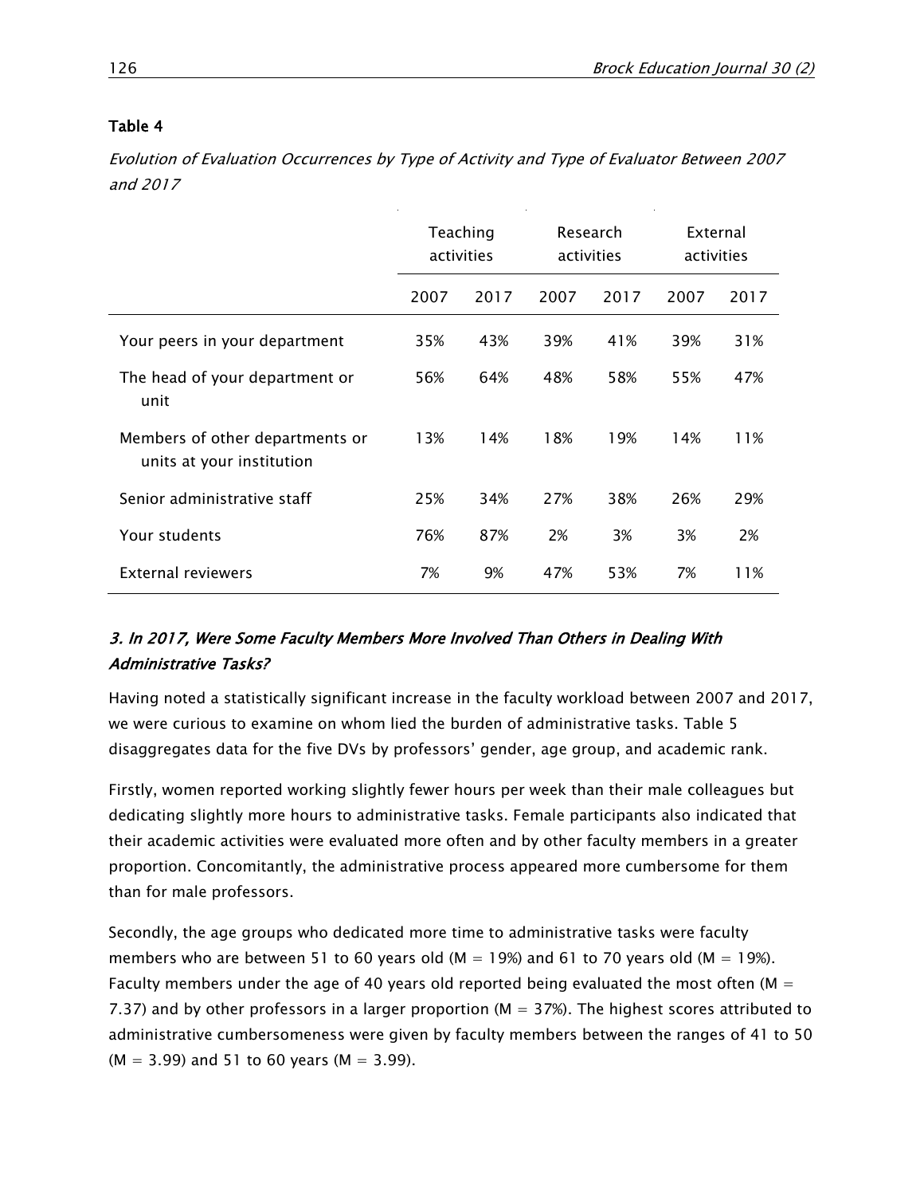**Table 4**

*Evolution of Evaluation Occurrences by Type of Activity and Type of Evaluator Between 2007 and 2017*

| | Teaching activities | | Research activities | | External activities | |
|---|---|---|---|---|---|---|
| | 2007 | 2017 | 2007 | 2017 | 2007 | 2017 |
| Your peers in your department | 35% | 43% | 39% | 41% | 39% | 31% |
| The head of your department or unit | 56% | 64% | 48% | 58% | 55% | 47% |
| Members of other departments or units at your institution | 13% | 14% | 18% | 19% | 14% | 11% |
| Senior administrative staff | 25% | 34% | 27% | 38% | 26% | 29% |
| Your students | 76% | 87% | 2% | 3% | 3% | 2% |
| External reviewers | 7% | 9% | 47% | 53% | 7% | 11% |

### *3. In 2017, Were Some Faculty Members More Involved Than Others in Dealing With Administrative Tasks?*

Having noted a statistically significant increase in the faculty workload between 2007 and 2017, we were curious to examine on whom lied the burden of administrative tasks. Table 5 disaggregates data for the five DVs by professors' gender, age group, and academic rank.

Firstly, women reported working slightly fewer hours per week than their male colleagues but dedicating slightly more hours to administrative tasks. Female participants also indicated that their academic activities were evaluated more often and by other faculty members in a greater proportion. Concomitantly, the administrative process appeared more cumbersome for them than for male professors.

Secondly, the age groups who dedicated more time to administrative tasks were faculty members who are between 51 to 60 years old ($M = 19\%$) and 61 to 70 years old ($M = 19\%$). Faculty members under the age of 40 years old reported being evaluated the most often ($M = 7.37$) and by other professors in a larger proportion ($M = 37\%$). The highest scores attributed to administrative cumbersomeness were given by faculty members between the ranges of 41 to 50 ($M = 3.99$) and 51 to 60 years ($M = 3.99$).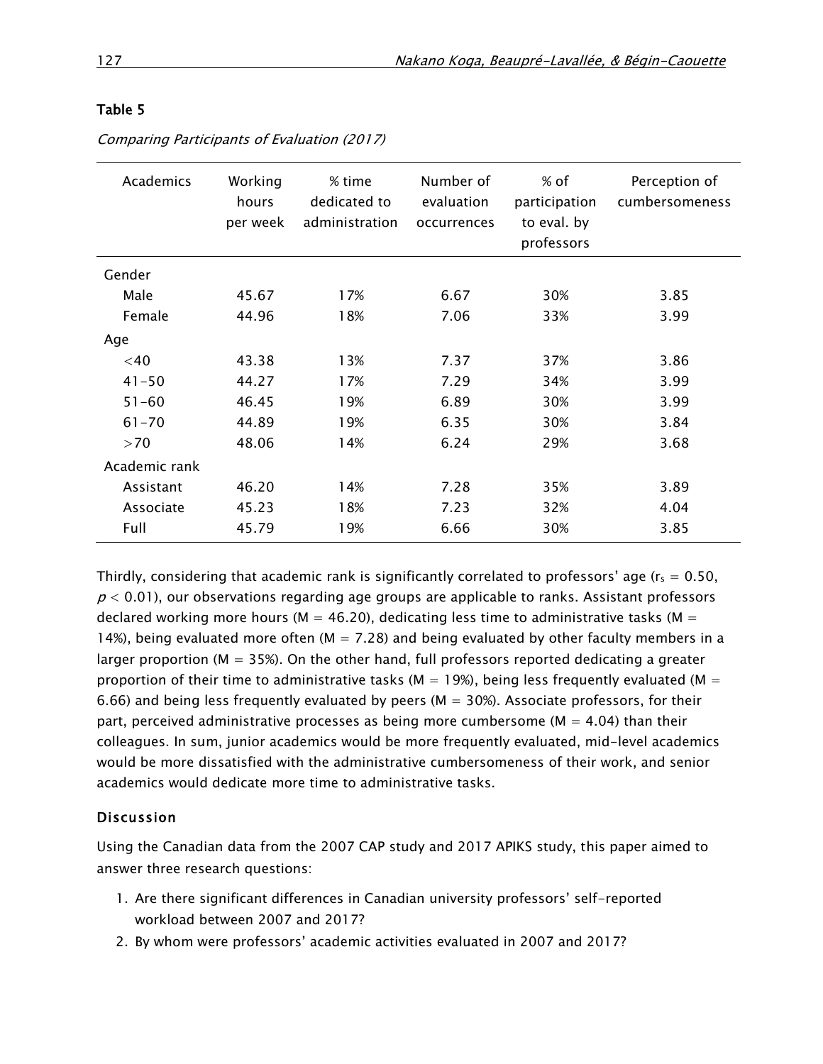**Table 5**

*Comparing Participants of Evaluation (2017)*

| Academics | Working hours per week | % time dedicated to administration | Number of evaluation occurrences | % of participation to eval. by professors | Perception of cumbersomeness |
|---|---|---|---|---|---|
| Gender | | | | | |
| Male | 45.67 | 17% | 6.67 | 30% | 3.85 |
| Female | 44.96 | 18% | 7.06 | 33% | 3.99 |
| Age | | | | | |
| <40 | 43.38 | 13% | 7.37 | 37% | 3.86 |
| 41–50 | 44.27 | 17% | 7.29 | 34% | 3.99 |
| 51–60 | 46.45 | 19% | 6.89 | 30% | 3.99 |
| 61–70 | 44.89 | 19% | 6.35 | 30% | 3.84 |
| >70 | 48.06 | 14% | 6.24 | 29% | 3.68 |
| Academic rank | | | | | |
| Assistant | 46.20 | 14% | 7.28 | 35% | 3.89 |
| Associate | 45.23 | 18% | 7.23 | 32% | 4.04 |
| Full | 45.79 | 19% | 6.66 | 30% | 3.85 |

Thirdly, considering that academic rank is significantly correlated to professors' age ($r_s = 0.50$, $p < 0.01$), our observations regarding age groups are applicable to ranks. Assistant professors declared working more hours (M = 46.20), dedicating less time to administrative tasks (M = 14%), being evaluated more often (M = 7.28) and being evaluated by other faculty members in a larger proportion (M = 35%). On the other hand, full professors reported dedicating a greater proportion of their time to administrative tasks (M = 19%), being less frequently evaluated (M = 6.66) and being less frequently evaluated by peers (M = 30%). Associate professors, for their part, perceived administrative processes as being more cumbersome (M = 4.04) than their colleagues. In sum, junior academics would be more frequently evaluated, mid-level academics would be more dissatisfied with the administrative cumbersomeness of their work, and senior academics would dedicate more time to administrative tasks.

## Discussion

Using the Canadian data from the 2007 CAP study and 2017 APIKS study, this paper aimed to answer three research questions:

1. Are there significant differences in Canadian university professors' self-reported workload between 2007 and 2017?
2. By whom were professors' academic activities evaluated in 2007 and 2017?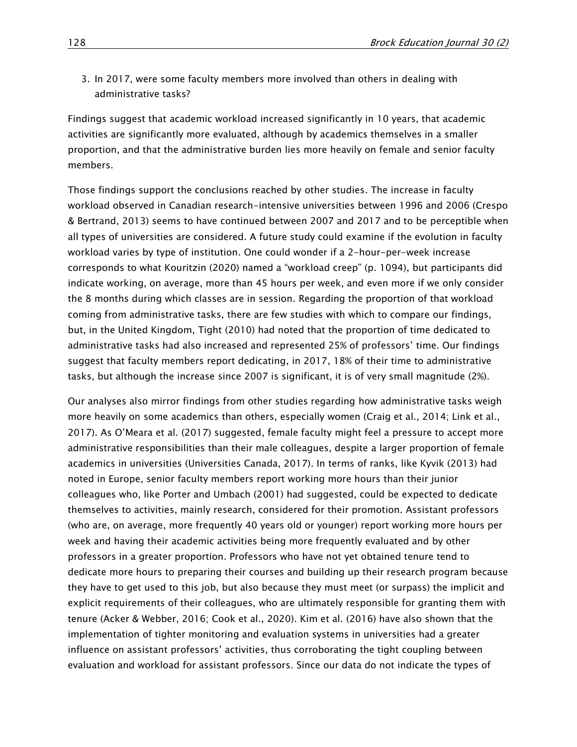3. In 2017, were some faculty members more involved than others in dealing with administrative tasks?

Findings suggest that academic workload increased significantly in 10 years, that academic activities are significantly more evaluated, although by academics themselves in a smaller proportion, and that the administrative burden lies more heavily on female and senior faculty members.

Those findings support the conclusions reached by other studies. The increase in faculty workload observed in Canadian research-intensive universities between 1996 and 2006 (Crespo & Bertrand, 2013) seems to have continued between 2007 and 2017 and to be perceptible when all types of universities are considered. A future study could examine if the evolution in faculty workload varies by type of institution. One could wonder if a 2-hour-per-week increase corresponds to what Kouritzin (2020) named a "workload creep" (p. 1094), but participants did indicate working, on average, more than 45 hours per week, and even more if we only consider the 8 months during which classes are in session. Regarding the proportion of that workload coming from administrative tasks, there are few studies with which to compare our findings, but, in the United Kingdom, Tight (2010) had noted that the proportion of time dedicated to administrative tasks had also increased and represented 25% of professors' time. Our findings suggest that faculty members report dedicating, in 2017, 18% of their time to administrative tasks, but although the increase since 2007 is significant, it is of very small magnitude (2%).

Our analyses also mirror findings from other studies regarding how administrative tasks weigh more heavily on some academics than others, especially women (Craig et al., 2014; Link et al., 2017). As O'Meara et al. (2017) suggested, female faculty might feel a pressure to accept more administrative responsibilities than their male colleagues, despite a larger proportion of female academics in universities (Universities Canada, 2017). In terms of ranks, like Kyvik (2013) had noted in Europe, senior faculty members report working more hours than their junior colleagues who, like Porter and Umbach (2001) had suggested, could be expected to dedicate themselves to activities, mainly research, considered for their promotion. Assistant professors (who are, on average, more frequently 40 years old or younger) report working more hours per week and having their academic activities being more frequently evaluated and by other professors in a greater proportion. Professors who have not yet obtained tenure tend to dedicate more hours to preparing their courses and building up their research program because they have to get used to this job, but also because they must meet (or surpass) the implicit and explicit requirements of their colleagues, who are ultimately responsible for granting them with tenure (Acker & Webber, 2016; Cook et al., 2020). Kim et al. (2016) have also shown that the implementation of tighter monitoring and evaluation systems in universities had a greater influence on assistant professors' activities, thus corroborating the tight coupling between evaluation and workload for assistant professors. Since our data do not indicate the types of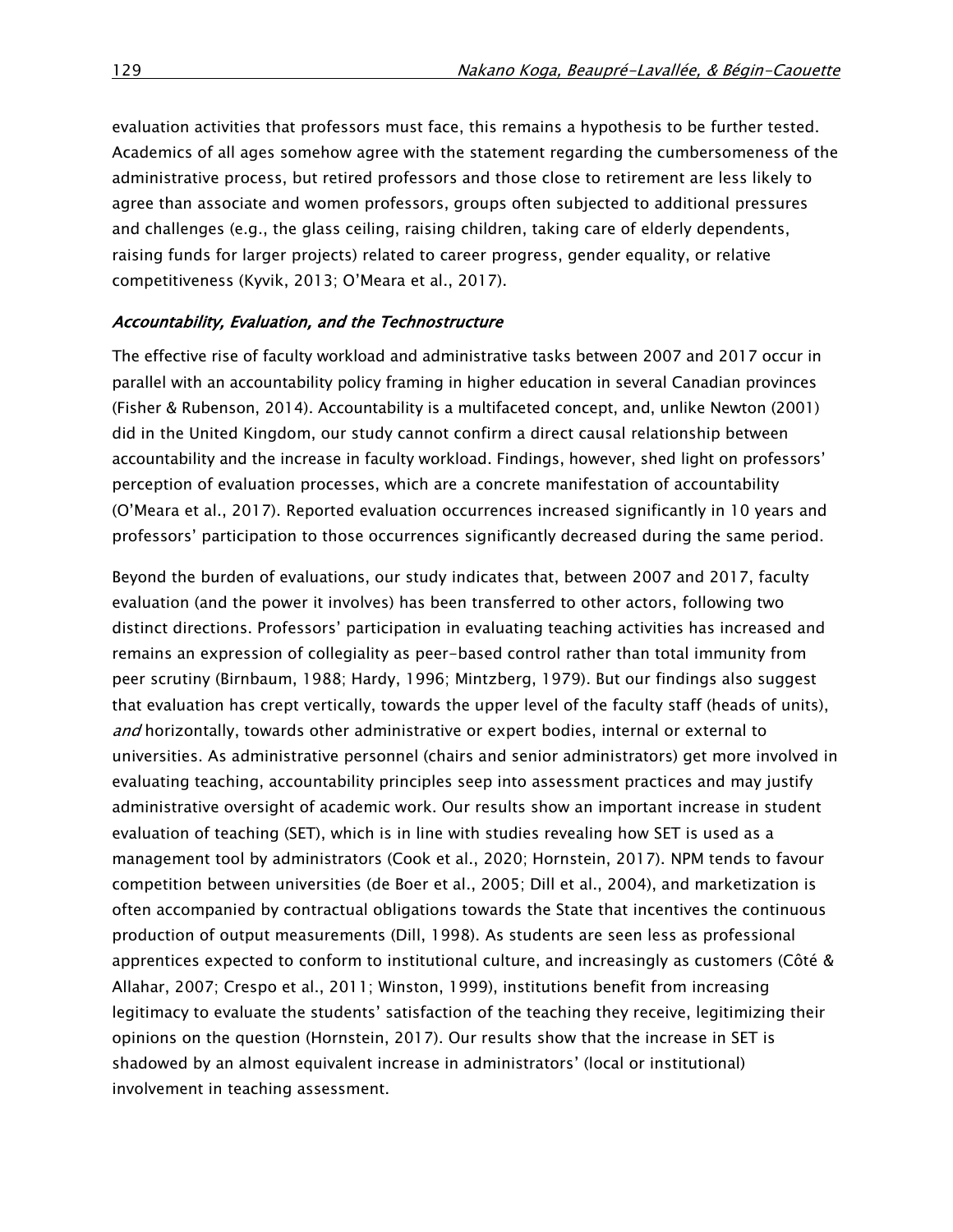evaluation activities that professors must face, this remains a hypothesis to be further tested. Academics of all ages somehow agree with the statement regarding the cumbersomeness of the administrative process, but retired professors and those close to retirement are less likely to agree than associate and women professors, groups often subjected to additional pressures and challenges (e.g., the glass ceiling, raising children, taking care of elderly dependents, raising funds for larger projects) related to career progress, gender equality, or relative competitiveness (Kyvik, 2013; O'Meara et al., 2017).

### *Accountability, Evaluation, and the Technostructure*

The effective rise of faculty workload and administrative tasks between 2007 and 2017 occur in parallel with an accountability policy framing in higher education in several Canadian provinces (Fisher & Rubenson, 2014). Accountability is a multifaceted concept, and, unlike Newton (2001) did in the United Kingdom, our study cannot confirm a direct causal relationship between accountability and the increase in faculty workload. Findings, however, shed light on professors' perception of evaluation processes, which are a concrete manifestation of accountability (O'Meara et al., 2017). Reported evaluation occurrences increased significantly in 10 years and professors' participation to those occurrences significantly decreased during the same period.

Beyond the burden of evaluations, our study indicates that, between 2007 and 2017, faculty evaluation (and the power it involves) has been transferred to other actors, following two distinct directions. Professors' participation in evaluating teaching activities has increased and remains an expression of collegiality as peer-based control rather than total immunity from peer scrutiny (Birnbaum, 1988; Hardy, 1996; Mintzberg, 1979). But our findings also suggest that evaluation has crept vertically, towards the upper level of the faculty staff (heads of units), *and* horizontally, towards other administrative or expert bodies, internal or external to universities. As administrative personnel (chairs and senior administrators) get more involved in evaluating teaching, accountability principles seep into assessment practices and may justify administrative oversight of academic work. Our results show an important increase in student evaluation of teaching (SET), which is in line with studies revealing how SET is used as a management tool by administrators (Cook et al., 2020; Hornstein, 2017). NPM tends to favour competition between universities (de Boer et al., 2005; Dill et al., 2004), and marketization is often accompanied by contractual obligations towards the State that incentives the continuous production of output measurements (Dill, 1998). As students are seen less as professional apprentices expected to conform to institutional culture, and increasingly as customers (Côté & Allahar, 2007; Crespo et al., 2011; Winston, 1999), institutions benefit from increasing legitimacy to evaluate the students' satisfaction of the teaching they receive, legitimizing their opinions on the question (Hornstein, 2017). Our results show that the increase in SET is shadowed by an almost equivalent increase in administrators' (local or institutional) involvement in teaching assessment.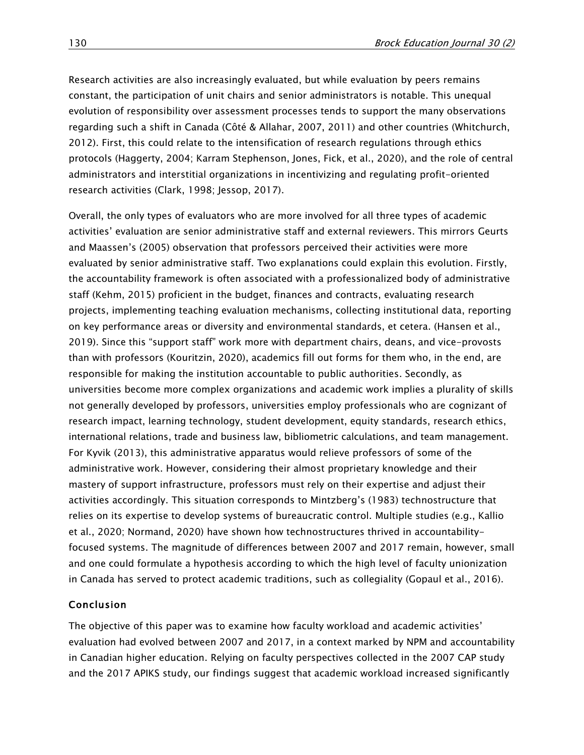Research activities are also increasingly evaluated, but while evaluation by peers remains constant, the participation of unit chairs and senior administrators is notable. This unequal evolution of responsibility over assessment processes tends to support the many observations regarding such a shift in Canada (Côté & Allahar, 2007, 2011) and other countries (Whitchurch, 2012). First, this could relate to the intensification of research regulations through ethics protocols (Haggerty, 2004; Karram Stephenson, Jones, Fick, et al., 2020), and the role of central administrators and interstitial organizations in incentivizing and regulating profit-oriented research activities (Clark, 1998; Jessop, 2017).

Overall, the only types of evaluators who are more involved for all three types of academic activities' evaluation are senior administrative staff and external reviewers. This mirrors Geurts and Maassen's (2005) observation that professors perceived their activities were more evaluated by senior administrative staff. Two explanations could explain this evolution. Firstly, the accountability framework is often associated with a professionalized body of administrative staff (Kehm, 2015) proficient in the budget, finances and contracts, evaluating research projects, implementing teaching evaluation mechanisms, collecting institutional data, reporting on key performance areas or diversity and environmental standards, et cetera. (Hansen et al., 2019). Since this "support staff" work more with department chairs, deans, and vice-provosts than with professors (Kouritzin, 2020), academics fill out forms for them who, in the end, are responsible for making the institution accountable to public authorities. Secondly, as universities become more complex organizations and academic work implies a plurality of skills not generally developed by professors, universities employ professionals who are cognizant of research impact, learning technology, student development, equity standards, research ethics, international relations, trade and business law, bibliometric calculations, and team management. For Kyvik (2013), this administrative apparatus would relieve professors of some of the administrative work. However, considering their almost proprietary knowledge and their mastery of support infrastructure, professors must rely on their expertise and adjust their activities accordingly. This situation corresponds to Mintzberg's (1983) technostructure that relies on its expertise to develop systems of bureaucratic control. Multiple studies (e.g., Kallio et al., 2020; Normand, 2020) have shown how technostructures thrived in accountability-focused systems. The magnitude of differences between 2007 and 2017 remain, however, small and one could formulate a hypothesis according to which the high level of faculty unionization in Canada has served to protect academic traditions, such as collegiality (Gopaul et al., 2016).

## Conclusion

The objective of this paper was to examine how faculty workload and academic activities' evaluation had evolved between 2007 and 2017, in a context marked by NPM and accountability in Canadian higher education. Relying on faculty perspectives collected in the 2007 CAP study and the 2017 APIKS study, our findings suggest that academic workload increased significantly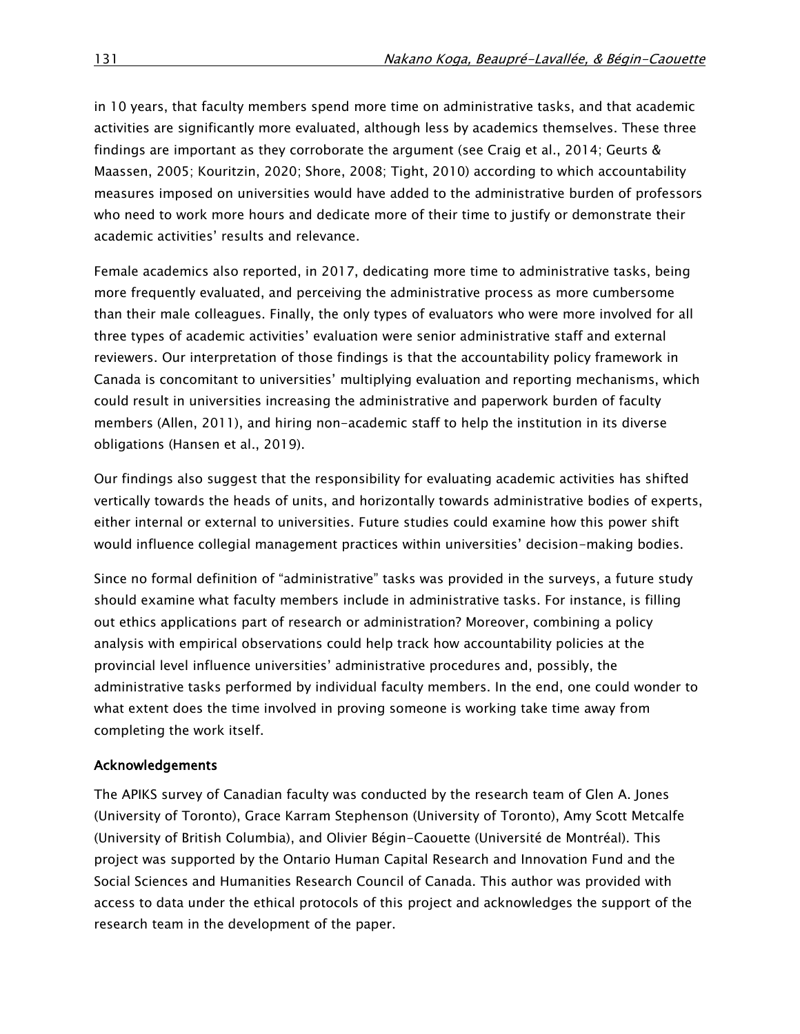in 10 years, that faculty members spend more time on administrative tasks, and that academic activities are significantly more evaluated, although less by academics themselves. These three findings are important as they corroborate the argument (see Craig et al., 2014; Geurts & Maassen, 2005; Kouritzin, 2020; Shore, 2008; Tight, 2010) according to which accountability measures imposed on universities would have added to the administrative burden of professors who need to work more hours and dedicate more of their time to justify or demonstrate their academic activities' results and relevance.

Female academics also reported, in 2017, dedicating more time to administrative tasks, being more frequently evaluated, and perceiving the administrative process as more cumbersome than their male colleagues. Finally, the only types of evaluators who were more involved for all three types of academic activities' evaluation were senior administrative staff and external reviewers. Our interpretation of those findings is that the accountability policy framework in Canada is concomitant to universities' multiplying evaluation and reporting mechanisms, which could result in universities increasing the administrative and paperwork burden of faculty members (Allen, 2011), and hiring non-academic staff to help the institution in its diverse obligations (Hansen et al., 2019).

Our findings also suggest that the responsibility for evaluating academic activities has shifted vertically towards the heads of units, and horizontally towards administrative bodies of experts, either internal or external to universities. Future studies could examine how this power shift would influence collegial management practices within universities' decision-making bodies.

Since no formal definition of "administrative" tasks was provided in the surveys, a future study should examine what faculty members include in administrative tasks. For instance, is filling out ethics applications part of research or administration? Moreover, combining a policy analysis with empirical observations could help track how accountability policies at the provincial level influence universities' administrative procedures and, possibly, the administrative tasks performed by individual faculty members. In the end, one could wonder to what extent does the time involved in proving someone is working take time away from completing the work itself.

## Acknowledgements

The APIKS survey of Canadian faculty was conducted by the research team of Glen A. Jones (University of Toronto), Grace Karram Stephenson (University of Toronto), Amy Scott Metcalfe (University of British Columbia), and Olivier Bégin-Caouette (Université de Montréal). This project was supported by the Ontario Human Capital Research and Innovation Fund and the Social Sciences and Humanities Research Council of Canada. This author was provided with access to data under the ethical protocols of this project and acknowledges the support of the research team in the development of the paper.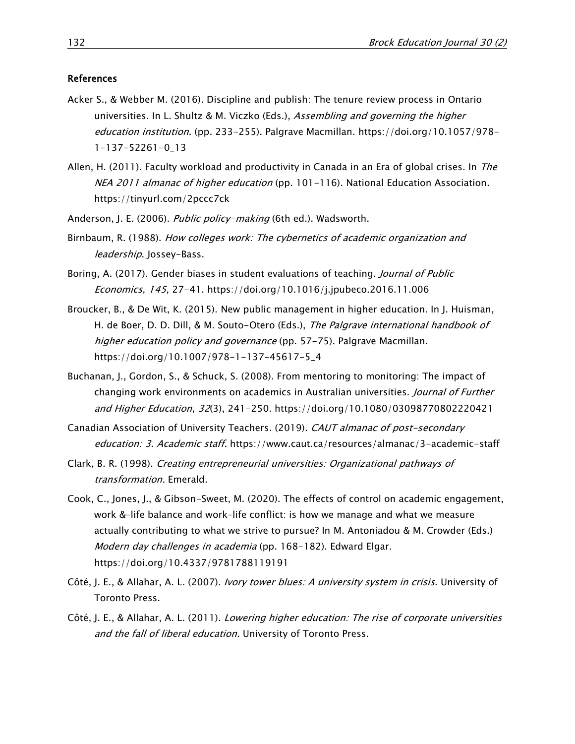## References

Acker S., & Webber M. (2016). Discipline and publish: The tenure review process in Ontario universities. In L. Shultz & M. Viczko (Eds.), *Assembling and governing the higher education institution*. (pp. 233–255). Palgrave Macmillan. https://doi.org/10.1057/978-1-137-52261-0_13

Allen, H. (2011). Faculty workload and productivity in Canada in an Era of global crises. In *The NEA 2011 almanac of higher education* (pp. 101–116). National Education Association. https://tinyurl.com/2pccc7ck

Anderson, J. E. (2006). *Public policy-making* (6th ed.). Wadsworth.

Birnbaum, R. (1988). *How colleges work: The cybernetics of academic organization and leadership*. Jossey-Bass.

Boring, A. (2017). Gender biases in student evaluations of teaching. *Journal of Public Economics*, *145*, 27–41. https://doi.org/10.1016/j.jpubeco.2016.11.006

Broucker, B., & De Wit, K. (2015). New public management in higher education. In J. Huisman, H. de Boer, D. D. Dill, & M. Souto-Otero (Eds.), *The Palgrave international handbook of higher education policy and governance* (pp. 57–75). Palgrave Macmillan. https://doi.org/10.1007/978-1-137-45617-5_4

Buchanan, J., Gordon, S., & Schuck, S. (2008). From mentoring to monitoring: The impact of changing work environments on academics in Australian universities. *Journal of Further and Higher Education*, *32*(3), 241–250. https://doi.org/10.1080/03098770802220421

Canadian Association of University Teachers. (2019). *CAUT almanac of post-secondary education: 3. Academic staff.* https://www.caut.ca/resources/almanac/3-academic-staff

Clark, B. R. (1998). *Creating entrepreneurial universities: Organizational pathways of transformation.* Emerald.

Cook, C., Jones, J., & Gibson-Sweet, M. (2020). The effects of control on academic engagement, work &-life balance and work-life conflict: is how we manage and what we measure actually contributing to what we strive to pursue? In M. Antoniadou & M. Crowder (Eds.) *Modern day challenges in academia* (pp. 168–182). Edward Elgar. https://doi.org/10.4337/9781788119191

Côté, J. E., & Allahar, A. L. (2007). *Ivory tower blues: A university system in crisis*. University of Toronto Press.

Côté, J. E., & Allahar, A. L. (2011). *Lowering higher education: The rise of corporate universities and the fall of liberal education*. University of Toronto Press.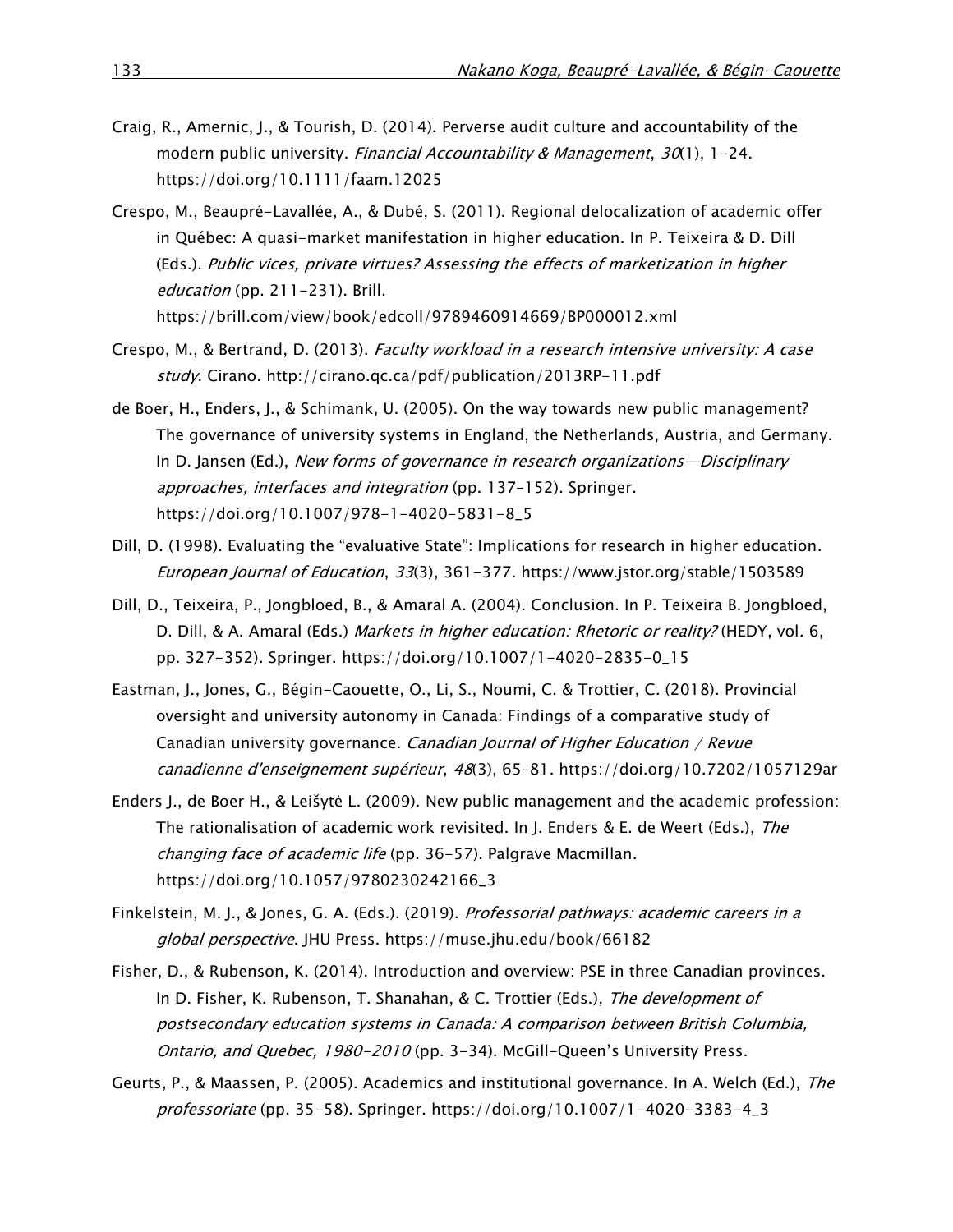Craig, R., Amernic, J., & Tourish, D. (2014). Perverse audit culture and accountability of the modern public university. *Financial Accountability & Management*, *30*(1), 1–24. https://doi.org/10.1111/faam.12025

Crespo, M., Beaupré-Lavallée, A., & Dubé, S. (2011). Regional delocalization of academic offer in Québec: A quasi-market manifestation in higher education. In P. Teixeira & D. Dill (Eds.). *Public vices, private virtues? Assessing the effects of marketization in higher education* (pp. 211–231). Brill. https://brill.com/view/book/edcoll/9789460914669/BP000012.xml

Crespo, M., & Bertrand, D. (2013). *Faculty workload in a research intensive university: A case study*. Cirano. http://cirano.qc.ca/pdf/publication/2013RP-11.pdf

de Boer, H., Enders, J., & Schimank, U. (2005). On the way towards new public management? The governance of university systems in England, the Netherlands, Austria, and Germany. In D. Jansen (Ed.), *New forms of governance in research organizations—Disciplinary approaches, interfaces and integration* (pp. 137–152). Springer. https://doi.org/10.1007/978-1-4020-5831-8_5

Dill, D. (1998). Evaluating the "evaluative State": Implications for research in higher education. *European Journal of Education*, *33*(3), 361–377. https://www.jstor.org/stable/1503589

Dill, D., Teixeira, P., Jongbloed, B., & Amaral A. (2004). Conclusion. In P. Teixeira B. Jongbloed, D. Dill, & A. Amaral (Eds.) *Markets in higher education: Rhetoric or reality?* (HEDY, vol. 6, pp. 327–352). Springer. https://doi.org/10.1007/1-4020-2835-0_15

Eastman, J., Jones, G., Bégin-Caouette, O., Li, S., Noumi, C. & Trottier, C. (2018). Provincial oversight and university autonomy in Canada: Findings of a comparative study of Canadian university governance. *Canadian Journal of Higher Education / Revue canadienne d'enseignement supérieur*, *48*(3), 65–81. https://doi.org/10.7202/1057129ar

Enders J., de Boer H., & Leišytė L. (2009). New public management and the academic profession: The rationalisation of academic work revisited. In J. Enders & E. de Weert (Eds.), *The changing face of academic life* (pp. 36–57). Palgrave Macmillan. https://doi.org/10.1057/9780230242166_3

Finkelstein, M. J., & Jones, G. A. (Eds.). (2019). *Professorial pathways: academic careers in a global perspective*. JHU Press. https://muse.jhu.edu/book/66182

Fisher, D., & Rubenson, K. (2014). Introduction and overview: PSE in three Canadian provinces. In D. Fisher, K. Rubenson, T. Shanahan, & C. Trottier (Eds.), *The development of postsecondary education systems in Canada: A comparison between British Columbia, Ontario, and Quebec, 1980–2010* (pp. 3–34). McGill-Queen's University Press.

Geurts, P., & Maassen, P. (2005). Academics and institutional governance. In A. Welch (Ed.), *The professoriate* (pp. 35–58). Springer. https://doi.org/10.1007/1-4020-3383-4_3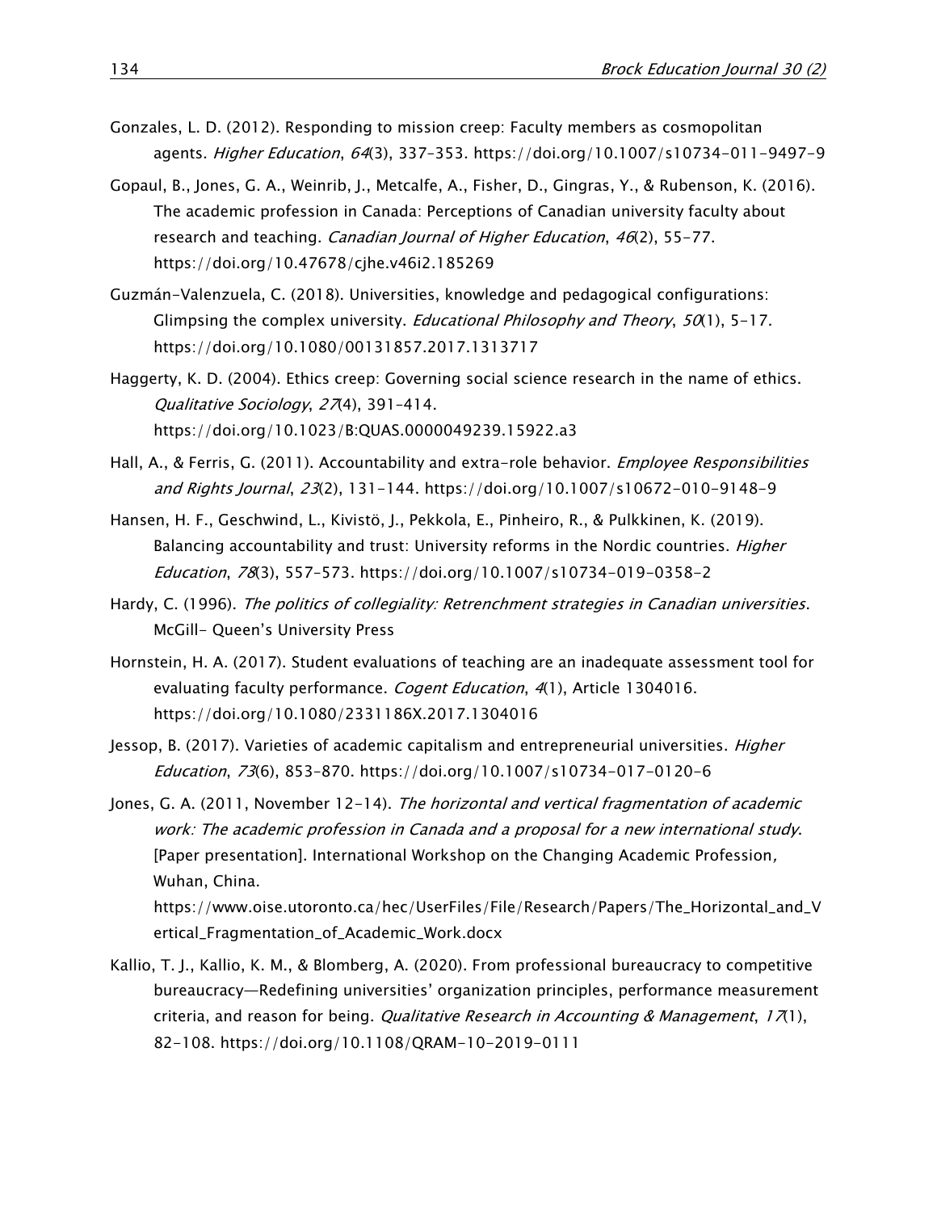Gonzales, L. D. (2012). Responding to mission creep: Faculty members as cosmopolitan agents. *Higher Education*, *64*(3), 337–353. https://doi.org/10.1007/s10734-011-9497-9

Gopaul, B., Jones, G. A., Weinrib, J., Metcalfe, A., Fisher, D., Gingras, Y., & Rubenson, K. (2016). The academic profession in Canada: Perceptions of Canadian university faculty about research and teaching. *Canadian Journal of Higher Education*, *46*(2), 55–77. https://doi.org/10.47678/cjhe.v46i2.185269

Guzmán-Valenzuela, C. (2018). Universities, knowledge and pedagogical configurations: Glimpsing the complex university. *Educational Philosophy and Theory*, *50*(1), 5–17. https://doi.org/10.1080/00131857.2017.1313717

Haggerty, K. D. (2004). Ethics creep: Governing social science research in the name of ethics. *Qualitative Sociology*, *27*(4), 391–414. https://doi.org/10.1023/B:QUAS.0000049239.15922.a3

Hall, A., & Ferris, G. (2011). Accountability and extra-role behavior. *Employee Responsibilities and Rights Journal*, *23*(2), 131–144. https://doi.org/10.1007/s10672-010-9148-9

Hansen, H. F., Geschwind, L., Kivistö, J., Pekkola, E., Pinheiro, R., & Pulkkinen, K. (2019). Balancing accountability and trust: University reforms in the Nordic countries. *Higher Education*, *78*(3), 557–573. https://doi.org/10.1007/s10734-019-0358-2

Hardy, C. (1996). *The politics of collegiality: Retrenchment strategies in Canadian universities*. McGill- Queen's University Press

Hornstein, H. A. (2017). Student evaluations of teaching are an inadequate assessment tool for evaluating faculty performance. *Cogent Education*, *4*(1), Article 1304016. https://doi.org/10.1080/2331186X.2017.1304016

Jessop, B. (2017). Varieties of academic capitalism and entrepreneurial universities. *Higher Education*, *73*(6), 853–870. https://doi.org/10.1007/s10734-017-0120-6

Jones, G. A. (2011, November 12-14). *The horizontal and vertical fragmentation of academic work: The academic profession in Canada and a proposal for a new international study*. [Paper presentation]. International Workshop on the Changing Academic Profession, Wuhan, China. https://www.oise.utoronto.ca/hec/UserFiles/File/Research/Papers/The_Horizontal_and_Vertical_Fragmentation_of_Academic_Work.docx

Kallio, T. J., Kallio, K. M., & Blomberg, A. (2020). From professional bureaucracy to competitive bureaucracy—Redefining universities' organization principles, performance measurement criteria, and reason for being. *Qualitative Research in Accounting & Management*, *17*(1), 82–108. https://doi.org/10.1108/QRAM-10-2019-0111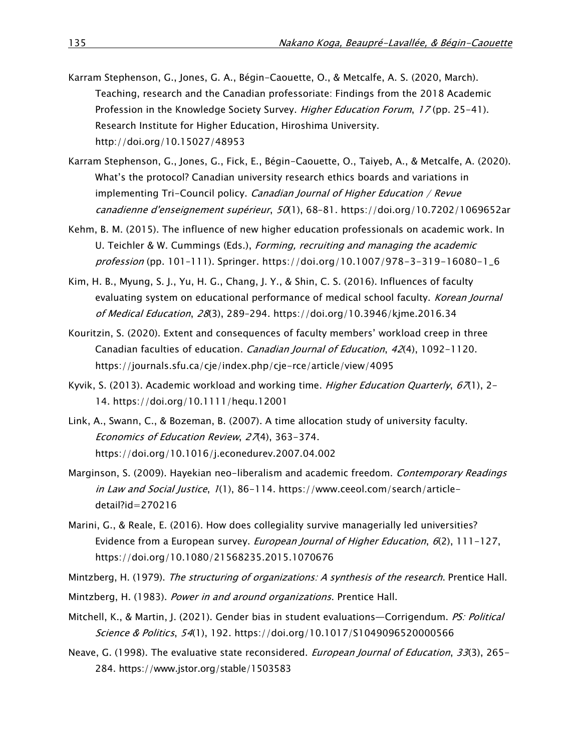Karram Stephenson, G., Jones, G. A., Bégin-Caouette, O., & Metcalfe, A. S. (2020, March). Teaching, research and the Canadian professoriate: Findings from the 2018 Academic Profession in the Knowledge Society Survey. *Higher Education Forum*, *17* (pp. 25-41). Research Institute for Higher Education, Hiroshima University. http://doi.org/10.15027/48953

Karram Stephenson, G., Jones, G., Fick, E., Bégin-Caouette, O., Taiyeb, A., & Metcalfe, A. (2020). What's the protocol? Canadian university research ethics boards and variations in implementing Tri-Council policy. *Canadian Journal of Higher Education / Revue canadienne d'enseignement supérieur*, *50*(1), 68–81. https://doi.org/10.7202/1069652ar

Kehm, B. M. (2015). The influence of new higher education professionals on academic work. In U. Teichler & W. Cummings (Eds.), *Forming, recruiting and managing the academic profession* (pp. 101–111). Springer. https://doi.org/10.1007/978-3-319-16080-1_6

Kim, H. B., Myung, S. J., Yu, H. G., Chang, J. Y., & Shin, C. S. (2016). Influences of faculty evaluating system on educational performance of medical school faculty. *Korean Journal of Medical Education*, *28*(3), 289–294. https://doi.org/10.3946/kjme.2016.34

Kouritzin, S. (2020). Extent and consequences of faculty members' workload creep in three Canadian faculties of education. *Canadian Journal of Education*, *42*(4), 1092-1120. https://journals.sfu.ca/cje/index.php/cje-rce/article/view/4095

Kyvik, S. (2013). Academic workload and working time. *Higher Education Quarterly*, *67*(1), 2-14. https://doi.org/10.1111/hequ.12001

Link, A., Swann, C., & Bozeman, B. (2007). A time allocation study of university faculty. *Economics of Education Review*, *27*(4), 363-374. https://doi.org/10.1016/j.econedurev.2007.04.002

Marginson, S. (2009). Hayekian neo-liberalism and academic freedom. *Contemporary Readings in Law and Social Justice*, *1*(1), 86-114. https://www.ceeol.com/search/article-detail?id=270216

Marini, G., & Reale, E. (2016). How does collegiality survive managerially led universities? Evidence from a European survey. *European Journal of Higher Education*, *6*(2), 111-127, https://doi.org/10.1080/21568235.2015.1070676

Mintzberg, H. (1979). *The structuring of organizations: A synthesis of the research*. Prentice Hall.

Mintzberg, H. (1983). *Power in and around organizations*. Prentice Hall.

Mitchell, K., & Martin, J. (2021). Gender bias in student evaluations—Corrigendum. *PS: Political Science & Politics*, *54*(1), 192. https://doi.org/10.1017/S1049096520000566

Neave, G. (1998). The evaluative state reconsidered. *European Journal of Education*, *33*(3), 265-284. https://www.jstor.org/stable/1503583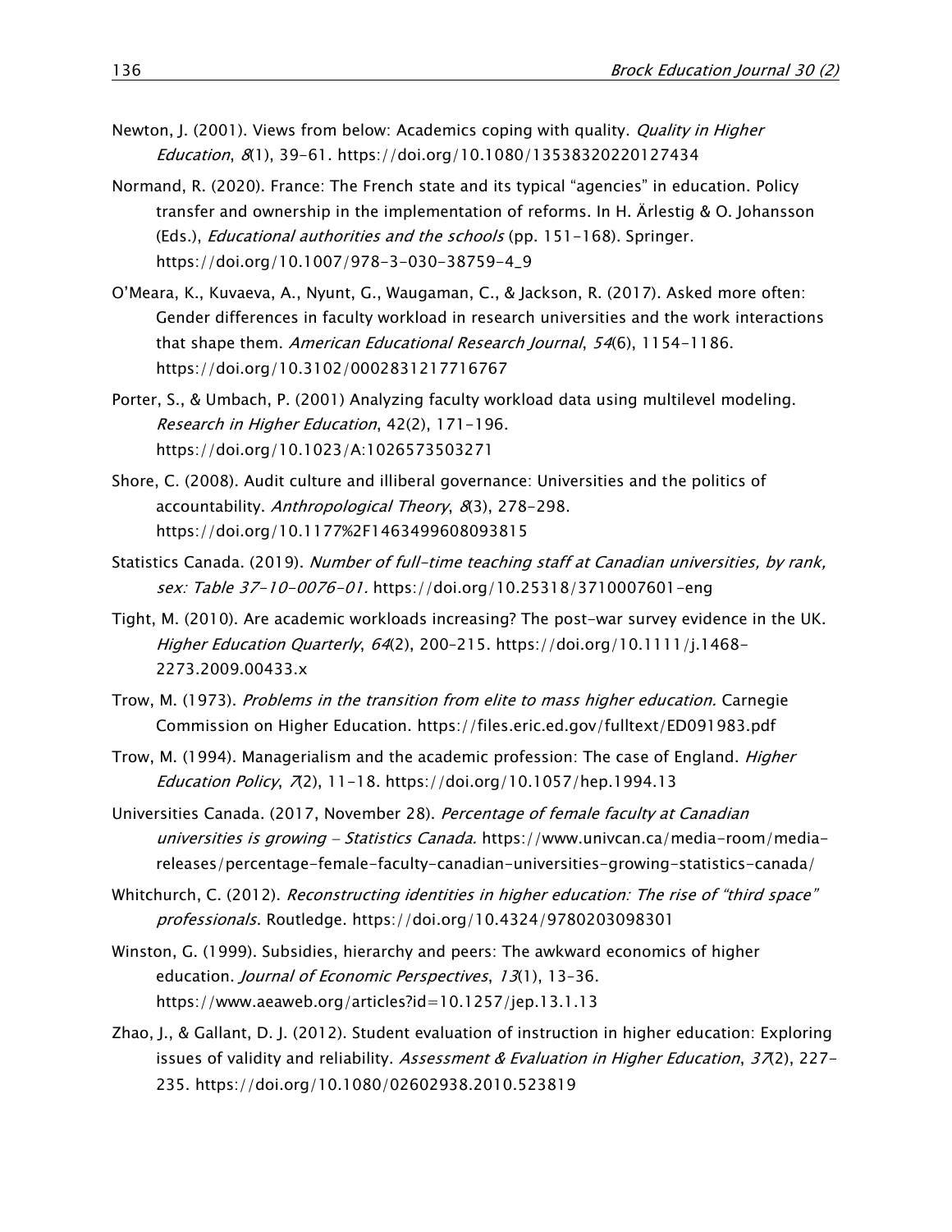Newton, J. (2001). Views from below: Academics coping with quality. *Quality in Higher Education*, *8*(1), 39–61. https://doi.org/10.1080/13538320220127434

Normand, R. (2020). France: The French state and its typical "agencies" in education. Policy transfer and ownership in the implementation of reforms. In H. Ärlestig & O. Johansson (Eds.), *Educational authorities and the schools* (pp. 151–168). Springer. https://doi.org/10.1007/978-3-030-38759-4_9

O'Meara, K., Kuvaeva, A., Nyunt, G., Waugaman, C., & Jackson, R. (2017). Asked more often: Gender differences in faculty workload in research universities and the work interactions that shape them. *American Educational Research Journal*, *54*(6), 1154–1186. https://doi.org/10.3102/0002831217716767

Porter, S., & Umbach, P. (2001) Analyzing faculty workload data using multilevel modeling. *Research in Higher Education*, 42(2), 171–196. https://doi.org/10.1023/A:1026573503271

Shore, C. (2008). Audit culture and illiberal governance: Universities and the politics of accountability. *Anthropological Theory*, *8*(3), 278–298. https://doi.org/10.1177%2F1463499608093815

Statistics Canada. (2019). *Number of full-time teaching staff at Canadian universities, by rank, sex: Table 37-10-0076-01.* https://doi.org/10.25318/3710007601-eng

Tight, M. (2010). Are academic workloads increasing? The post-war survey evidence in the UK. *Higher Education Quarterly*, *64*(2), 200–215. https://doi.org/10.1111/j.1468-2273.2009.00433.x

Trow, M. (1973). *Problems in the transition from elite to mass higher education.* Carnegie Commission on Higher Education. https://files.eric.ed.gov/fulltext/ED091983.pdf

Trow, M. (1994). Managerialism and the academic profession: The case of England. *Higher Education Policy*, *7*(2), 11–18. https://doi.org/10.1057/hep.1994.13

Universities Canada. (2017, November 28). *Percentage of female faculty at Canadian universities is growing – Statistics Canada.* https://www.univcan.ca/media-room/media-releases/percentage-female-faculty-canadian-universities-growing-statistics-canada/

Whitchurch, C. (2012). *Reconstructing identities in higher education: The rise of "third space" professionals*. Routledge. https://doi.org/10.4324/9780203098301

Winston, G. (1999). Subsidies, hierarchy and peers: The awkward economics of higher education. *Journal of Economic Perspectives*, *13*(1), 13–36. https://www.aeaweb.org/articles?id=10.1257/jep.13.1.13

Zhao, J., & Gallant, D. J. (2012). Student evaluation of instruction in higher education: Exploring issues of validity and reliability. *Assessment & Evaluation in Higher Education*, *37*(2), 227–235. https://doi.org/10.1080/02602938.2010.523819